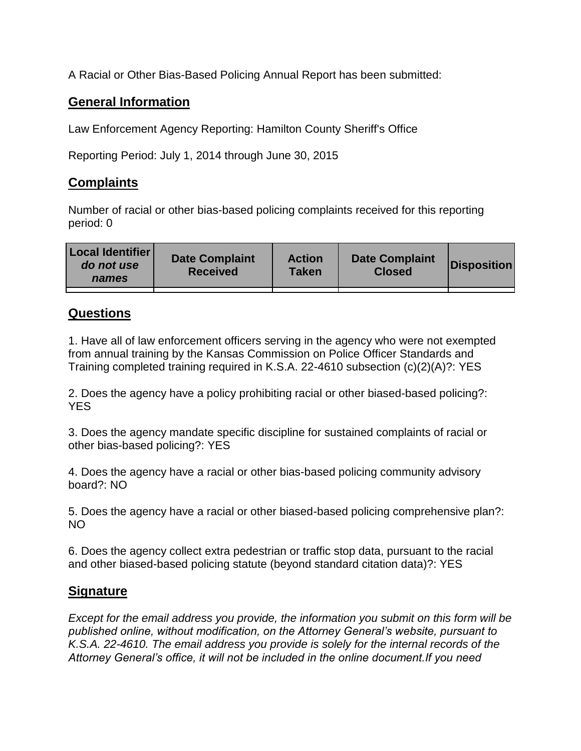A Racial or Other Bias-Based Policing Annual Report has been submitted:

## General Information

Law Enforcement Agency Reporting: Hamilton County Sheriff's Office

Reporting Period: July 1, 2014 through June 30, 2015

## Complaints

Number of racial or other bias-based policing complaints received for this reporting period: 0

| **Local Identifier** *do not use names* | **Date Complaint Received** | **Action Taken** | **Date Complaint Closed** | **Disposition** |
|---|---|---|---|---|
| | | | | |

## Questions

1. Have all of law enforcement officers serving in the agency who were not exempted from annual training by the Kansas Commission on Police Officer Standards and Training completed training required in K.S.A. 22-4610 subsection (c)(2)(A)?: YES

2. Does the agency have a policy prohibiting racial or other biased-based policing?: YES

3. Does the agency mandate specific discipline for sustained complaints of racial or other bias-based policing?: YES

4. Does the agency have a racial or other bias-based policing community advisory board?: NO

5. Does the agency have a racial or other biased-based policing comprehensive plan?: NO

6. Does the agency collect extra pedestrian or traffic stop data, pursuant to the racial and other biased-based policing statute (beyond standard citation data)?: YES

## Signature

*Except for the email address you provide, the information you submit on this form will be published online, without modification, on the Attorney General's website, pursuant to K.S.A. 22-4610. The email address you provide is solely for the internal records of the Attorney General's office, it will not be included in the online document.If you need*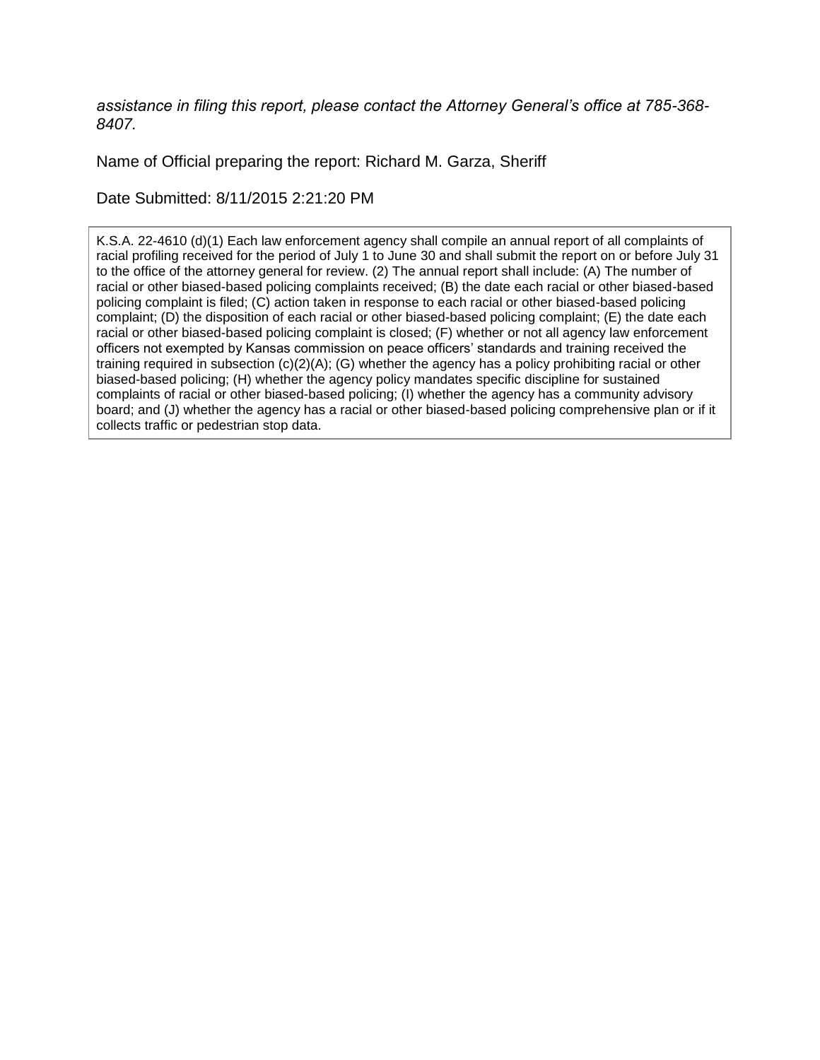*assistance in filing this report, please contact the Attorney General's office at 785-368-8407.*

Name of Official preparing the report: Richard M. Garza, Sheriff

Date Submitted: 8/11/2015 2:21:20 PM

K.S.A. 22-4610 (d)(1) Each law enforcement agency shall compile an annual report of all complaints of racial profiling received for the period of July 1 to June 30 and shall submit the report on or before July 31 to the office of the attorney general for review. (2) The annual report shall include: (A) The number of racial or other biased-based policing complaints received; (B) the date each racial or other biased-based policing complaint is filed; (C) action taken in response to each racial or other biased-based policing complaint; (D) the disposition of each racial or other biased-based policing complaint; (E) the date each racial or other biased-based policing complaint is closed; (F) whether or not all agency law enforcement officers not exempted by Kansas commission on peace officers' standards and training received the training required in subsection (c)(2)(A); (G) whether the agency has a policy prohibiting racial or other biased-based policing; (H) whether the agency policy mandates specific discipline for sustained complaints of racial or other biased-based policing; (I) whether the agency has a community advisory board; and (J) whether the agency has a racial or other biased-based policing comprehensive plan or if it collects traffic or pedestrian stop data.